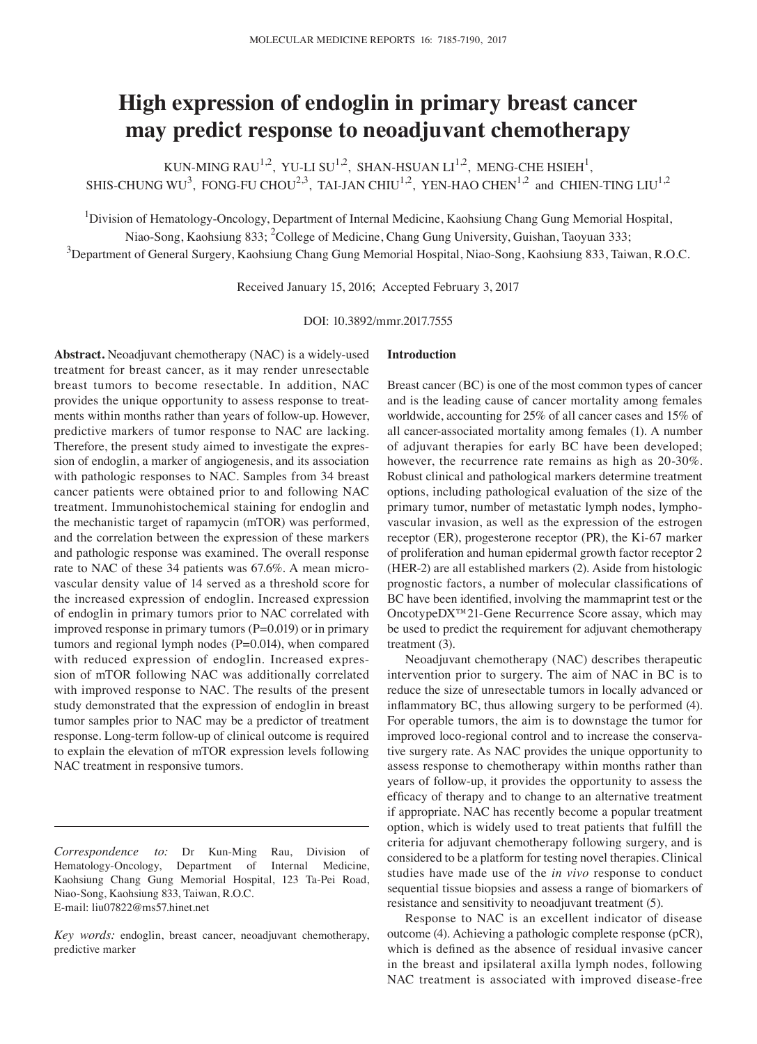# High expression of endoglin in primary breast cancer may predict response to neoadjuvant chemotherapy

KUN-MING RAU[1,2], YU-LI SU[1,2], SHAN-HSUAN LI[1,2], MENG-CHE HSIEH[1], SHIS-CHUNG WU[3], FONG-FU CHOU[2,3], TAI-JAN CHIU[1,2], YEN-HAO CHEN[1,2] and CHIEN-TING LIU[1,2]

[1]Division of Hematology-Oncology, Department of Internal Medicine, Kaohsiung Chang Gung Memorial Hospital, Niao-Song, Kaohsiung 833; [2]College of Medicine, Chang Gung University, Guishan, Taoyuan 333; [3]Department of General Surgery, Kaohsiung Chang Gung Memorial Hospital, Niao-Song, Kaohsiung 833, Taiwan, R.O.C.

Received January 15, 2016; Accepted February 3, 2017

DOI: 10.3892/mmr.2017.7555

**Abstract.** Neoadjuvant chemotherapy (NAC) is a widely-used treatment for breast cancer, as it may render unresectable breast tumors to become resectable. In addition, NAC provides the unique opportunity to assess response to treatments within months rather than years of follow-up. However, predictive markers of tumor response to NAC are lacking. Therefore, the present study aimed to investigate the expression of endoglin, a marker of angiogenesis, and its association with pathologic responses to NAC. Samples from 34 breast cancer patients were obtained prior to and following NAC treatment. Immunohistochemical staining for endoglin and the mechanistic target of rapamycin (mTOR) was performed, and the correlation between the expression of these markers and pathologic response was examined. The overall response rate to NAC of these 34 patients was 67.6%. A mean microvascular density value of 14 served as a threshold score for the increased expression of endoglin. Increased expression of endoglin in primary tumors prior to NAC correlated with improved response in primary tumors (P=0.019) or in primary tumors and regional lymph nodes (P=0.014), when compared with reduced expression of endoglin. Increased expression of mTOR following NAC was additionally correlated with improved response to NAC. The results of the present study demonstrated that the expression of endoglin in breast tumor samples prior to NAC may be a predictor of treatment response. Long-term follow-up of clinical outcome is required to explain the elevation of mTOR expression levels following NAC treatment in responsive tumors.

*Correspondence to:* Dr Kun-Ming Rau, Division of Hematology-Oncology, Department of Internal Medicine, Kaohsiung Chang Gung Memorial Hospital, 123 Ta-Pei Road, Niao-Song, Kaohsiung 833, Taiwan, R.O.C.
E-mail: liu07822@ms57.hinet.net

*Key words:* endoglin, breast cancer, neoadjuvant chemotherapy, predictive marker

## Introduction

Breast cancer (BC) is one of the most common types of cancer and is the leading cause of cancer mortality among females worldwide, accounting for 25% of all cancer cases and 15% of all cancer-associated mortality among females (1). A number of adjuvant therapies for early BC have been developed; however, the recurrence rate remains as high as 20-30%. Robust clinical and pathological markers determine treatment options, including pathological evaluation of the size of the primary tumor, number of metastatic lymph nodes, lymphovascular invasion, as well as the expression of the estrogen receptor (ER), progesterone receptor (PR), the Ki-67 marker of proliferation and human epidermal growth factor receptor 2 (HER-2) are all established markers (2). Aside from histologic prognostic factors, a number of molecular classifications of BC have been identified, involving the mammaprint test or the OncotypeDX™21-Gene Recurrence Score assay, which may be used to predict the requirement for adjuvant chemotherapy treatment (3).

Neoadjuvant chemotherapy (NAC) describes therapeutic intervention prior to surgery. The aim of NAC in BC is to reduce the size of unresectable tumors in locally advanced or inflammatory BC, thus allowing surgery to be performed (4). For operable tumors, the aim is to downstage the tumor for improved loco-regional control and to increase the conservative surgery rate. As NAC provides the unique opportunity to assess response to chemotherapy within months rather than years of follow-up, it provides the opportunity to assess the efficacy of therapy and to change to an alternative treatment if appropriate. NAC has recently become a popular treatment option, which is widely used to treat patients that fulfill the criteria for adjuvant chemotherapy following surgery, and is considered to be a platform for testing novel therapies. Clinical studies have made use of the *in vivo* response to conduct sequential tissue biopsies and assess a range of biomarkers of resistance and sensitivity to neoadjuvant treatment (5).

Response to NAC is an excellent indicator of disease outcome (4). Achieving a pathologic complete response (pCR), which is defined as the absence of residual invasive cancer in the breast and ipsilateral axilla lymph nodes, following NAC treatment is associated with improved disease-free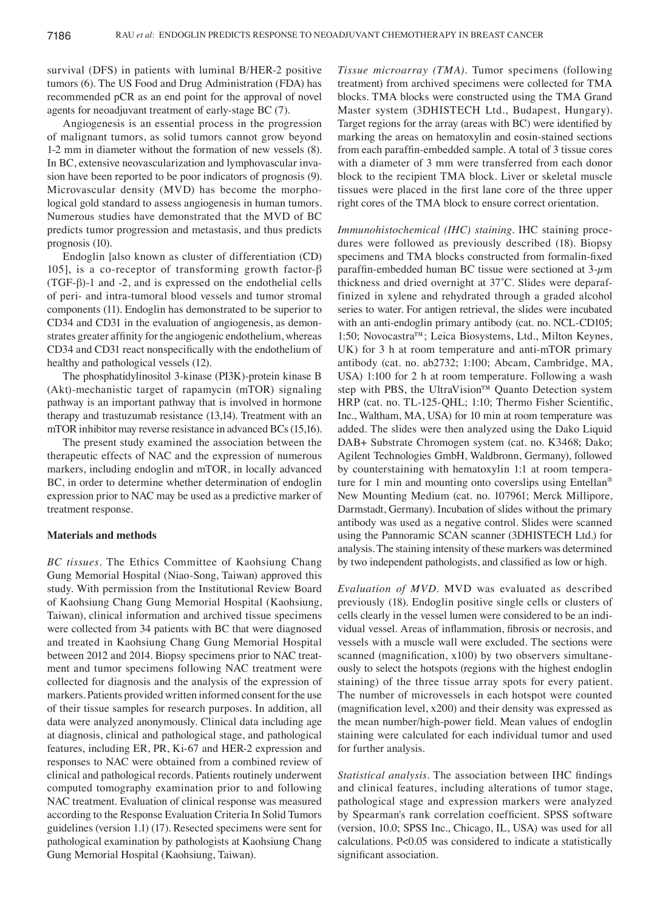survival (DFS) in patients with luminal B/HER-2 positive tumors (6). The US Food and Drug Administration (FDA) has recommended pCR as an end point for the approval of novel agents for neoadjuvant treatment of early-stage BC (7).

Angiogenesis is an essential process in the progression of malignant tumors, as solid tumors cannot grow beyond 1-2 mm in diameter without the formation of new vessels (8). In BC, extensive neovascularization and lymphovascular invasion have been reported to be poor indicators of prognosis (9). Microvascular density (MVD) has become the morphological gold standard to assess angiogenesis in human tumors. Numerous studies have demonstrated that the MVD of BC predicts tumor progression and metastasis, and thus predicts prognosis (10).

Endoglin [also known as cluster of differentiation (CD) 105], is a co-receptor of transforming growth factor-β (TGF-β)-1 and -2, and is expressed on the endothelial cells of peri- and intra-tumoral blood vessels and tumor stromal components (11). Endoglin has demonstrated to be superior to CD34 and CD31 in the evaluation of angiogenesis, as demonstrates greater affinity for the angiogenic endothelium, whereas CD34 and CD31 react nonspecifically with the endothelium of healthy and pathological vessels (12).

The phosphatidylinositol 3-kinase (PI3K)-protein kinase B (Akt)-mechanistic target of rapamycin (mTOR) signaling pathway is an important pathway that is involved in hormone therapy and trastuzumab resistance (13,14). Treatment with an mTOR inhibitor may reverse resistance in advanced BCs (15,16).

The present study examined the association between the therapeutic effects of NAC and the expression of numerous markers, including endoglin and mTOR, in locally advanced BC, in order to determine whether determination of endoglin expression prior to NAC may be used as a predictive marker of treatment response.

## Materials and methods

*BC tissues.* The Ethics Committee of Kaohsiung Chang Gung Memorial Hospital (Niao-Song, Taiwan) approved this study. With permission from the Institutional Review Board of Kaohsiung Chang Gung Memorial Hospital (Kaohsiung, Taiwan), clinical information and archived tissue specimens were collected from 34 patients with BC that were diagnosed and treated in Kaohsiung Chang Gung Memorial Hospital between 2012 and 2014. Biopsy specimens prior to NAC treatment and tumor specimens following NAC treatment were collected for diagnosis and the analysis of the expression of markers. Patients provided written informed consent for the use of their tissue samples for research purposes. In addition, all data were analyzed anonymously. Clinical data including age at diagnosis, clinical and pathological stage, and pathological features, including ER, PR, Ki-67 and HER-2 expression and responses to NAC were obtained from a combined review of clinical and pathological records. Patients routinely underwent computed tomography examination prior to and following NAC treatment. Evaluation of clinical response was measured according to the Response Evaluation Criteria In Solid Tumors guidelines (version 1.1) (17). Resected specimens were sent for pathological examination by pathologists at Kaohsiung Chang Gung Memorial Hospital (Kaohsiung, Taiwan).

*Tissue microarray (TMA).* Tumor specimens (following treatment) from archived specimens were collected for TMA blocks. TMA blocks were constructed using the TMA Grand Master system (3DHISTECH Ltd., Budapest, Hungary). Target regions for the array (areas with BC) were identified by marking the areas on hematoxylin and eosin-stained sections from each paraffin-embedded sample. A total of 3 tissue cores with a diameter of 3 mm were transferred from each donor block to the recipient TMA block. Liver or skeletal muscle tissues were placed in the first lane core of the three upper right cores of the TMA block to ensure correct orientation.

*Immunohistochemical (IHC) staining.* IHC staining procedures were followed as previously described (18). Biopsy specimens and TMA blocks constructed from formalin-fixed paraffin-embedded human BC tissue were sectioned at 3-$\mu$m thickness and dried overnight at 37˚C. Slides were deparaffinized in xylene and rehydrated through a graded alcohol series to water. For antigen retrieval, the slides were incubated with an anti-endoglin primary antibody (cat. no. NCL-CD105; 1:50; Novocastra™; Leica Biosystems, Ltd., Milton Keynes, UK) for 3 h at room temperature and anti-mTOR primary antibody (cat. no. ab2732; 1:100; Abcam, Cambridge, MA, USA) 1:100 for 2 h at room temperature. Following a wash step with PBS, the UltraVision™ Quanto Detection system HRP (cat. no. TL-125-QHL; 1:10; Thermo Fisher Scientific, Inc., Waltham, MA, USA) for 10 min at room temperature was added. The slides were then analyzed using the Dako Liquid DAB+ Substrate Chromogen system (cat. no. K3468; Dako; Agilent Technologies GmbH, Waldbronn, Germany), followed by counterstaining with hematoxylin 1:1 at room temperature for 1 min and mounting onto coverslips using Entellan® New Mounting Medium (cat. no. 107961; Merck Millipore, Darmstadt, Germany). Incubation of slides without the primary antibody was used as a negative control. Slides were scanned using the Pannoramic SCAN scanner (3DHISTECH Ltd.) for analysis. The staining intensity of these markers was determined by two independent pathologists, and classified as low or high.

*Evaluation of MVD.* MVD was evaluated as described previously (18). Endoglin positive single cells or clusters of cells clearly in the vessel lumen were considered to be an individual vessel. Areas of inflammation, fibrosis or necrosis, and vessels with a muscle wall were excluded. The sections were scanned (magnification, x100) by two observers simultaneously to select the hotspots (regions with the highest endoglin staining) of the three tissue array spots for every patient. The number of microvessels in each hotspot were counted (magnification level, x200) and their density was expressed as the mean number/high-power field. Mean values of endoglin staining were calculated for each individual tumor and used for further analysis.

*Statistical analysis.* The association between IHC findings and clinical features, including alterations of tumor stage, pathological stage and expression markers were analyzed by Spearman's rank correlation coefficient. SPSS software (version, 10.0; SPSS Inc., Chicago, IL, USA) was used for all calculations. $P<0.05$ was considered to indicate a statistically significant association.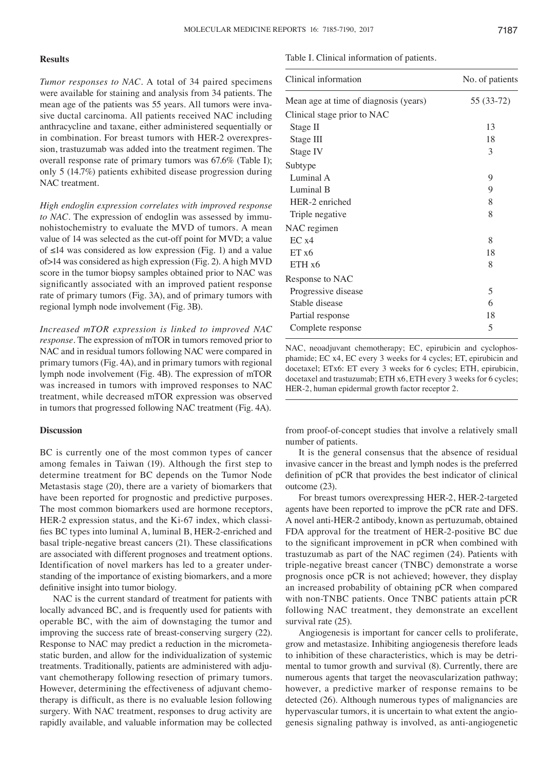## Results

*Tumor responses to NAC*. A total of 34 paired specimens were available for staining and analysis from 34 patients. The mean age of the patients was 55 years. All tumors were invasive ductal carcinoma. All patients received NAC including anthracycline and taxane, either administered sequentially or in combination. For breast tumors with HER-2 overexpression, trastuzumab was added into the treatment regimen. The overall response rate of primary tumors was 67.6% (Table I); only 5 (14.7%) patients exhibited disease progression during NAC treatment.

*High endoglin expression correlates with improved response to NAC*. The expression of endoglin was assessed by immunohistochemistry to evaluate the MVD of tumors. A mean value of 14 was selected as the cut-off point for MVD; a value of ≤14 was considered as low expression (Fig. 1) and a value of>14 was considered as high expression (Fig. 2). A high MVD score in the tumor biopsy samples obtained prior to NAC was significantly associated with an improved patient response rate of primary tumors (Fig. 3A), and of primary tumors with regional lymph node involvement (Fig. 3B).

*Increased mTOR expression is linked to improved NAC response*. The expression of mTOR in tumors removed prior to NAC and in residual tumors following NAC were compared in primary tumors (Fig. 4A), and in primary tumors with regional lymph node involvement (Fig. 4B). The expression of mTOR was increased in tumors with improved responses to NAC treatment, while decreased mTOR expression was observed in tumors that progressed following NAC treatment (Fig. 4A).

Table I. Clinical information of patients.

| Clinical information | No. of patients |
|---|---|
| Mean age at time of diagnosis (years) | 55 (33-72) |
| Clinical stage prior to NAC | |
| Stage II | 13 |
| Stage III | 18 |
| Stage IV | 3 |
| Subtype | |
| Luminal A | 9 |
| Luminal B | 9 |
| HER-2 enriched | 8 |
| Triple negative | 8 |
| NAC regimen | |
| EC x4 | 8 |
| ET x6 | 18 |
| ETH x6 | 8 |
| Response to NAC | |
| Progressive disease | 5 |
| Stable disease | 6 |
| Partial response | 18 |
| Complete response | 5 |

NAC, neoadjuvant chemotherapy; EC, epirubicin and cyclophosphamide; EC x4, EC every 3 weeks for 4 cycles; ET, epirubicin and docetaxel; ETx6: ET every 3 weeks for 6 cycles; ETH, epirubicin, docetaxel and trastuzumab; ETH x6, ETH every 3 weeks for 6 cycles; HER-2, human epidermal growth factor receptor 2.

## Discussion

BC is currently one of the most common types of cancer among females in Taiwan (19). Although the first step to determine treatment for BC depends on the Tumor Node Metastasis stage (20), there are a variety of biomarkers that have been reported for prognostic and predictive purposes. The most common biomarkers used are hormone receptors, HER-2 expression status, and the Ki-67 index, which classifies BC types into luminal A, luminal B, HER-2-enriched and basal triple-negative breast cancers (21). These classifications are associated with different prognoses and treatment options. Identification of novel markers has led to a greater understanding of the importance of existing biomarkers, and a more definitive insight into tumor biology.

NAC is the current standard of treatment for patients with locally advanced BC, and is frequently used for patients with operable BC, with the aim of downstaging the tumor and improving the success rate of breast-conserving surgery (22). Response to NAC may predict a reduction in the micrometastatic burden, and allow for the individualization of systemic treatments. Traditionally, patients are administered with adjuvant chemotherapy following resection of primary tumors. However, determining the effectiveness of adjuvant chemotherapy is difficult, as there is no evaluable lesion following surgery. With NAC treatment, responses to drug activity are rapidly available, and valuable information may be collected from proof-of-concept studies that involve a relatively small number of patients.

It is the general consensus that the absence of residual invasive cancer in the breast and lymph nodes is the preferred definition of pCR that provides the best indicator of clinical outcome (23).

For breast tumors overexpressing HER-2, HER-2-targeted agents have been reported to improve the pCR rate and DFS. A novel anti-HER-2 antibody, known as pertuzumab, obtained FDA approval for the treatment of HER-2-positive BC due to the significant improvement in pCR when combined with trastuzumab as part of the NAC regimen (24). Patients with triple-negative breast cancer (TNBC) demonstrate a worse prognosis once pCR is not achieved; however, they display an increased probability of obtaining pCR when compared with non-TNBC patients. Once TNBC patients attain pCR following NAC treatment, they demonstrate an excellent survival rate (25).

Angiogenesis is important for cancer cells to proliferate, grow and metastasize. Inhibiting angiogenesis therefore leads to inhibition of these characteristics, which is may be detrimental to tumor growth and survival (8). Currently, there are numerous agents that target the neovascularization pathway; however, a predictive marker of response remains to be detected (26). Although numerous types of malignancies are hypervascular tumors, it is uncertain to what extent the angiogenesis signaling pathway is involved, as anti-angiogenetic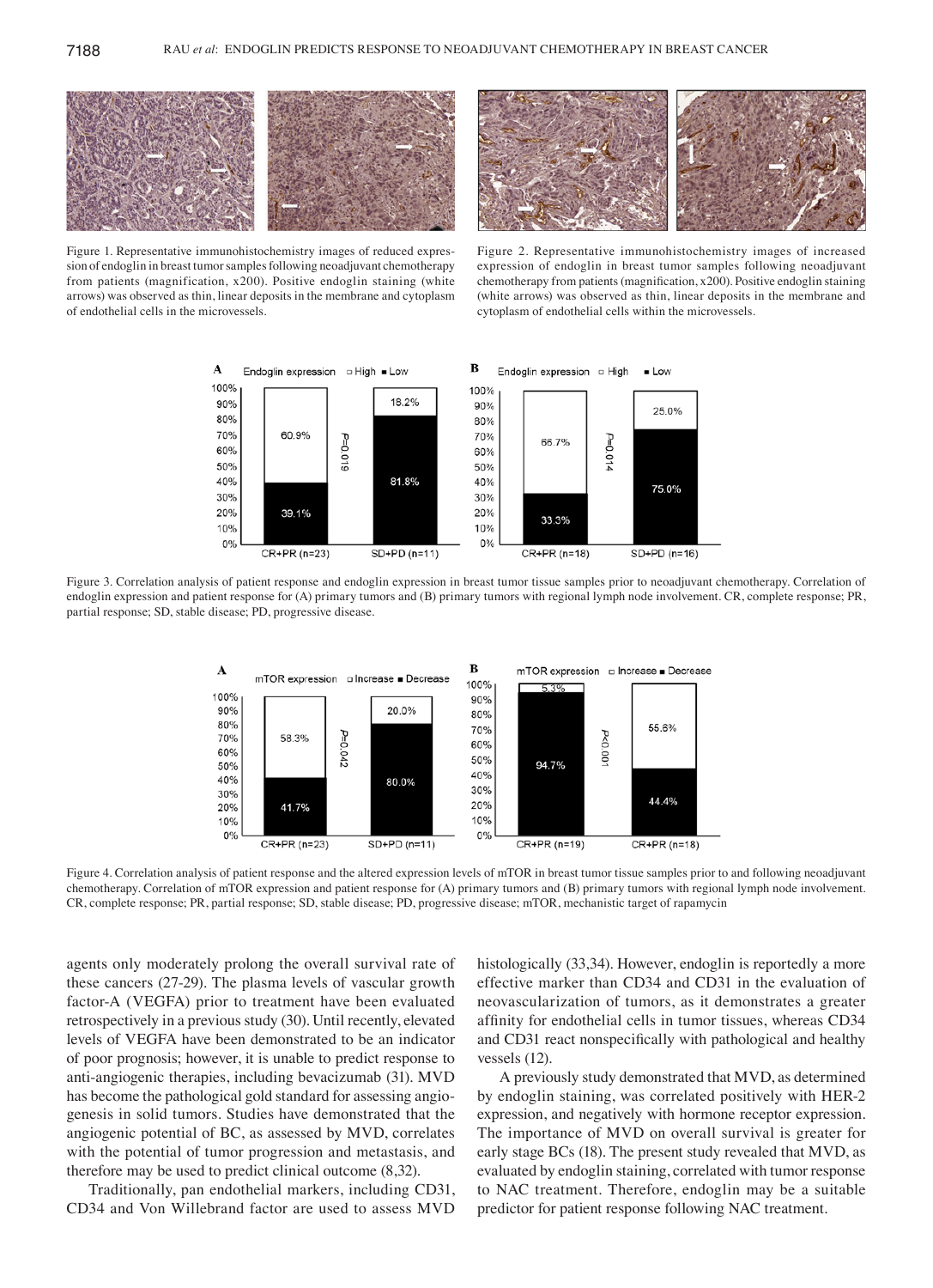Figure 1. Representative immunohistochemistry images of reduced expression of endoglin in breast tumor samples following neoadjuvant chemotherapy from patients (magnification, x200). Positive endoglin staining (white arrows) was observed as thin, linear deposits in the membrane and cytoplasm of endothelial cells in the microvessels.

Figure 2. Representative immunohistochemistry images of increased expression of endoglin in breast tumor samples following neoadjuvant chemotherapy from patients (magnification, x200). Positive endoglin staining (white arrows) was observed as thin, linear deposits in the membrane and cytoplasm of endothelial cells within the microvessels.

Figure 3. Correlation analysis of patient response and endoglin expression in breast tumor tissue samples prior to neoadjuvant chemotherapy. Correlation of endoglin expression and patient response for (A) primary tumors and (B) primary tumors with regional lymph node involvement. CR, complete response; PR, partial response; SD, stable disease; PD, progressive disease.

Figure 4. Correlation analysis of patient response and the altered expression levels of mTOR in breast tumor tissue samples prior to and following neoadjuvant chemotherapy. Correlation of mTOR expression and patient response for (A) primary tumors and (B) primary tumors with regional lymph node involvement. CR, complete response; PR, partial response; SD, stable disease; PD, progressive disease; mTOR, mechanistic target of rapamycin

agents only moderately prolong the overall survival rate of these cancers (27-29). The plasma levels of vascular growth factor-A (VEGFA) prior to treatment have been evaluated retrospectively in a previous study (30). Until recently, elevated levels of VEGFA have been demonstrated to be an indicator of poor prognosis; however, it is unable to predict response to anti-angiogenic therapies, including bevacizumab (31). MVD has become the pathological gold standard for assessing angiogenesis in solid tumors. Studies have demonstrated that the angiogenic potential of BC, as assessed by MVD, correlates with the potential of tumor progression and metastasis, and therefore may be used to predict clinical outcome (8,32).

Traditionally, pan endothelial markers, including CD31, CD34 and Von Willebrand factor are used to assess MVD histologically (33,34). However, endoglin is reportedly a more effective marker than CD34 and CD31 in the evaluation of neovascularization of tumors, as it demonstrates a greater affinity for endothelial cells in tumor tissues, whereas CD34 and CD31 react nonspecifically with pathological and healthy vessels (12).

A previously study demonstrated that MVD, as determined by endoglin staining, was correlated positively with HER-2 expression, and negatively with hormone receptor expression. The importance of MVD on overall survival is greater for early stage BCs (18). The present study revealed that MVD, as evaluated by endoglin staining, correlated with tumor response to NAC treatment. Therefore, endoglin may be a suitable predictor for patient response following NAC treatment.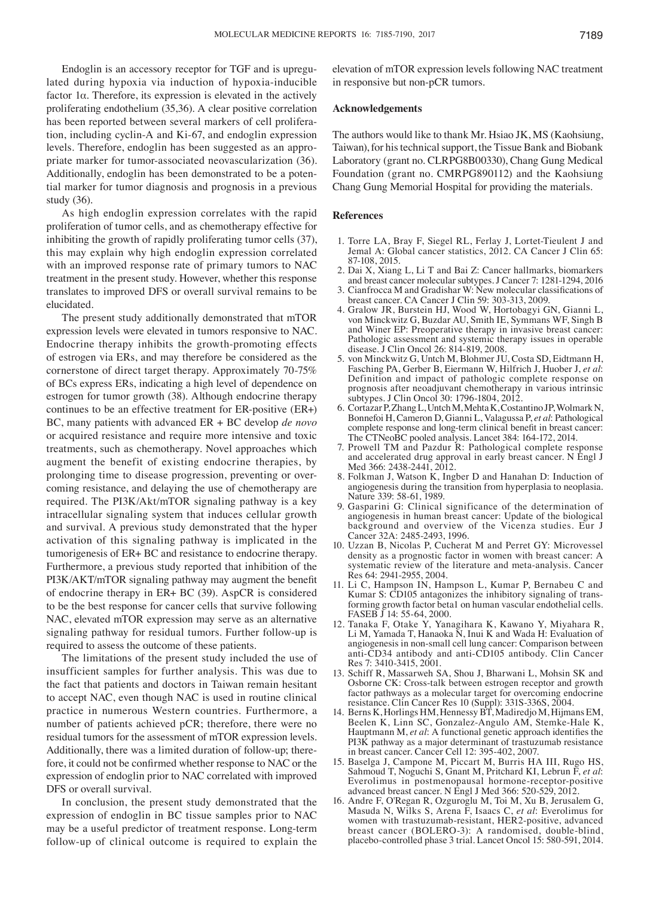Endoglin is an accessory receptor for TGF and is upregulated during hypoxia via induction of hypoxia-inducible factor 1α. Therefore, its expression is elevated in the actively proliferating endothelium (35,36). A clear positive correlation has been reported between several markers of cell proliferation, including cyclin-A and Ki-67, and endoglin expression levels. Therefore, endoglin has been suggested as an appropriate marker for tumor-associated neovascularization (36). Additionally, endoglin has been demonstrated to be a potential marker for tumor diagnosis and prognosis in a previous study (36).

As high endoglin expression correlates with the rapid proliferation of tumor cells, and as chemotherapy effective for inhibiting the growth of rapidly proliferating tumor cells (37), this may explain why high endoglin expression correlated with an improved response rate of primary tumors to NAC treatment in the present study. However, whether this response translates to improved DFS or overall survival remains to be elucidated.

The present study additionally demonstrated that mTOR expression levels were elevated in tumors responsive to NAC. Endocrine therapy inhibits the growth-promoting effects of estrogen via ERs, and may therefore be considered as the cornerstone of direct target therapy. Approximately 70-75% of BCs express ERs, indicating a high level of dependence on estrogen for tumor growth (38). Although endocrine therapy continues to be an effective treatment for ER-positive (ER+) BC, many patients with advanced ER + BC develop *de novo* or acquired resistance and require more intensive and toxic treatments, such as chemotherapy. Novel approaches which augment the benefit of existing endocrine therapies, by prolonging time to disease progression, preventing or overcoming resistance, and delaying the use of chemotherapy are required. The PI3K/Akt/mTOR signaling pathway is a key intracellular signaling system that induces cellular growth and survival. A previous study demonstrated that the hyper activation of this signaling pathway is implicated in the tumorigenesis of ER+ BC and resistance to endocrine therapy. Furthermore, a previous study reported that inhibition of the PI3K/AKT/mTOR signaling pathway may augment the benefit of endocrine therapy in ER+ BC (39). AspCR is considered to be the best response for cancer cells that survive following NAC, elevated mTOR expression may serve as an alternative signaling pathway for residual tumors. Further follow-up is required to assess the outcome of these patients.

The limitations of the present study included the use of insufficient samples for further analysis. This was due to the fact that patients and doctors in Taiwan remain hesitant to accept NAC, even though NAC is used in routine clinical practice in numerous Western countries. Furthermore, a number of patients achieved pCR; therefore, there were no residual tumors for the assessment of mTOR expression levels. Additionally, there was a limited duration of follow-up; therefore, it could not be confirmed whether response to NAC or the expression of endoglin prior to NAC correlated with improved DFS or overall survival.

In conclusion, the present study demonstrated that the expression of endoglin in BC tissue samples prior to NAC may be a useful predictor of treatment response. Long-term follow-up of clinical outcome is required to explain the elevation of mTOR expression levels following NAC treatment in responsive but non-pCR tumors.

## Acknowledgements

The authors would like to thank Mr. Hsiao JK, MS (Kaohsiung, Taiwan), for his technical support, the Tissue Bank and Biobank Laboratory (grant no. CLRPG8B00330), Chang Gung Medical Foundation (grant no. CMRPG890112) and the Kaohsiung Chang Gung Memorial Hospital for providing the materials.

## References

1. Torre LA, Bray F, Siegel RL, Ferlay J, Lortet-Tieulent J and Jemal A: Global cancer statistics, 2012. CA Cancer J Clin 65: 87-108, 2015.
2. Dai X, Xiang L, Li T and Bai Z: Cancer hallmarks, biomarkers and breast cancer molecular subtypes. J Cancer 7: 1281-1294, 2016
3. Cianfrocca M and Gradishar W: New molecular classifications of breast cancer. CA Cancer J Clin 59: 303-313, 2009.
4. Gralow JR, Burstein HJ, Wood W, Hortobagyi GN, Gianni L, von Minckwitz G, Buzdar AU, Smith IE, Symmans WF, Singh B and Winer EP: Preoperative therapy in invasive breast cancer: Pathologic assessment and systemic therapy issues in operable disease. J Clin Oncol 26: 814-819, 2008.
5. von Minckwitz G, Untch M, Blohmer JU, Costa SD, Eidtmann H, Fasching PA, Gerber B, Eiermann W, Hilfrich J, Huober J, *et al*: Definition and impact of pathologic complete response on prognosis after neoadjuvant chemotherapy in various intrinsic subtypes. J Clin Oncol 30: 1796-1804, 2012.
6. Cortazar P, Zhang L, Untch M, Mehta K, Costantino JP, Wolmark N, Bonnefoi H, Cameron D, Gianni L, Valagussa P, *et al*: Pathological complete response and long-term clinical benefit in breast cancer: The CTNeoBC pooled analysis. Lancet 384: 164-172, 2014.
7. Prowell TM and Pazdur R: Pathological complete response and accelerated drug approval in early breast cancer. N Engl J Med 366: 2438-2441, 2012.
8. Folkman J, Watson K, Ingber D and Hanahan D: Induction of angiogenesis during the transition from hyperplasia to neoplasia. Nature 339: 58-61, 1989.
9. Gasparini G: Clinical significance of the determination of angiogenesis in human breast cancer: Update of the biological background and overview of the Vicenza studies. Eur J Cancer 32A: 2485-2493, 1996.
10. Uzzan B, Nicolas P, Cucherat M and Perret GY: Microvessel density as a prognostic factor in women with breast cancer: A systematic review of the literature and meta-analysis. Cancer Res 64: 2941-2955, 2004.
11. Li C, Hampson IN, Hampson L, Kumar P, Bernabeu C and Kumar S: CD105 antagonizes the inhibitory signaling of transforming growth factor beta1 on human vascular endothelial cells. FASEB J 14: 55-64, 2000.
12. Tanaka F, Otake Y, Yanagihara K, Kawano Y, Miyahara R, Li M, Yamada T, Hanaoka N, Inui K and Wada H: Evaluation of angiogenesis in non-small cell lung cancer: Comparison between anti-CD34 antibody and anti-CD105 antibody. Clin Cancer Res 7: 3410-3415, 2001.
13. Schiff R, Massarweh SA, Shou J, Bharwani L, Mohsin SK and Osborne CK: Cross-talk between estrogen receptor and growth factor pathways as a molecular target for overcoming endocrine resistance. Clin Cancer Res 10 (Suppl): 331S-336S, 2004.
14. Berns K, Horlings HM, Hennessy BT, Madiredjo M, Hijmans EM, Beelen K, Linn SC, Gonzalez-Angulo AM, Stemke-Hale K, Hauptmann M, *et al*: A functional genetic approach identifies the PI3K pathway as a major determinant of trastuzumab resistance in breast cancer. Cancer Cell 12: 395-402, 2007.
15. Baselga J, Campone M, Piccart M, Burris HA III, Rugo HS, Sahmoud T, Noguchi S, Gnant M, Pritchard KI, Lebrun F, *et al*: Everolimus in postmenopausal hormone-receptor-positive advanced breast cancer. N Engl J Med 366: 520-529, 2012.
16. Andre F, O'Regan R, Ozguroglu M, Toi M, Xu B, Jerusalem G, Masuda N, Wilks S, Arena F, Isaacs C, *et al*: Everolimus for women with trastuzumab-resistant, HER2-positive, advanced breast cancer (BOLERO-3): A randomised, double-blind, placebo-controlled phase 3 trial. Lancet Oncol 15: 580-591, 2014.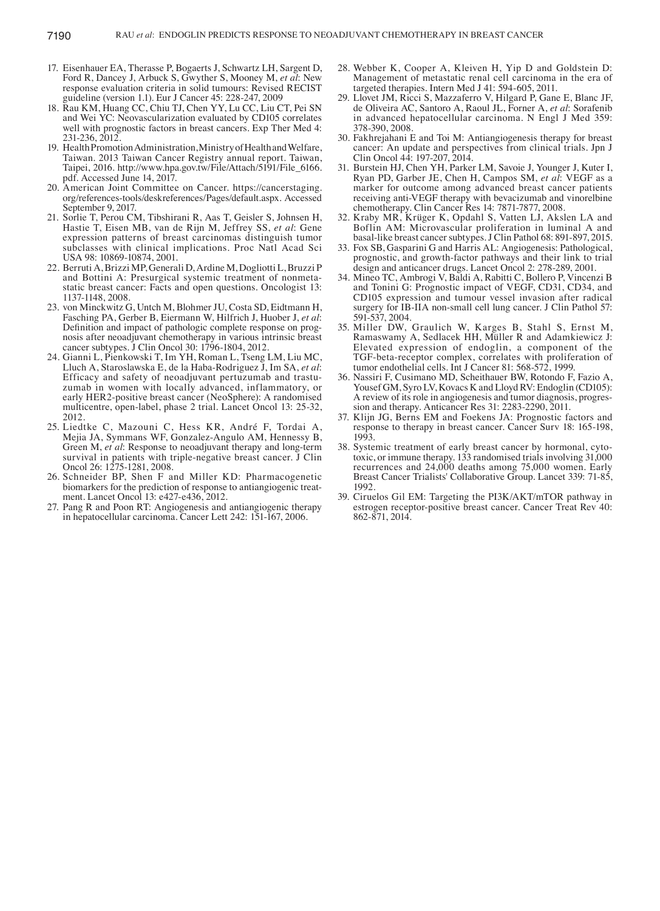17. Eisenhauer EA, Therasse P, Bogaerts J, Schwartz LH, Sargent D, Ford R, Dancey J, Arbuck S, Gwyther S, Mooney M, *et al*: New response evaluation criteria in solid tumours: Revised RECIST guideline (version 1.1). Eur J Cancer 45: 228-247, 2009
18. Rau KM, Huang CC, Chiu TJ, Chen YY, Lu CC, Liu CT, Pei SN and Wei YC: Neovascularization evaluated by CD105 correlates well with prognostic factors in breast cancers. Exp Ther Med 4: 231-236, 2012.
19. Health Promotion Administration, Ministry of Health and Welfare, Taiwan. 2013 Taiwan Cancer Registry annual report. Taiwan, Taipei, 2016. http://www.hpa.gov.tw/File/Attach/5191/File_6166.pdf. Accessed June 14, 2017.
20. American Joint Committee on Cancer. https://cancerstaging.org/references-tools/deskreferences/Pages/default.aspx. Accessed September 9, 2017.
21. Sorlie T, Perou CM, Tibshirani R, Aas T, Geisler S, Johnsen H, Hastie T, Eisen MB, van de Rijn M, Jeffrey SS, *et al*: Gene expression patterns of breast carcinomas distinguish tumor subclasses with clinical implications. Proc Natl Acad Sci USA 98: 10869-10874, 2001.
22. Berruti A, Brizzi MP, Generali D, Ardine M, Dogliotti L, Bruzzi P and Bottini A: Presurgical systemic treatment of nonmetastatic breast cancer: Facts and open questions. Oncologist 13: 1137-1148, 2008.
23. von Minckwitz G, Untch M, Blohmer JU, Costa SD, Eidtmann H, Fasching PA, Gerber B, Eiermann W, Hilfrich J, Huober J, *et al*: Definition and impact of pathologic complete response on prognosis after neoadjuvant chemotherapy in various intrinsic breast cancer subtypes. J Clin Oncol 30: 1796-1804, 2012.
24. Gianni L, Pienkowski T, Im YH, Roman L, Tseng LM, Liu MC, Lluch A, Staroslawska E, de la Haba-Rodriguez J, Im SA, *et al*: Efficacy and safety of neoadjuvant pertuzumab and trastuzumab in women with locally advanced, inflammatory, or early HER2-positive breast cancer (NeoSphere): A randomised multicentre, open-label, phase 2 trial. Lancet Oncol 13: 25-32, 2012.
25. Liedtke C, Mazouni C, Hess KR, André F, Tordai A, Mejia JA, Symmans WF, Gonzalez-Angulo AM, Hennessy B, Green M, *et al*: Response to neoadjuvant therapy and long-term survival in patients with triple-negative breast cancer. J Clin Oncol 26: 1275-1281, 2008.
26. Schneider BP, Shen F and Miller KD: Pharmacogenetic biomarkers for the prediction of response to antiangiogenic treatment. Lancet Oncol 13: e427-e436, 2012.
27. Pang R and Poon RT: Angiogenesis and antiangiogenic therapy in hepatocellular carcinoma. Cancer Lett 242: 151-167, 2006.
28. Webber K, Cooper A, Kleiven H, Yip D and Goldstein D: Management of metastatic renal cell carcinoma in the era of targeted therapies. Intern Med J 41: 594-605, 2011.
29. Llovet JM, Ricci S, Mazzaferro V, Hilgard P, Gane E, Blanc JF, de Oliveira AC, Santoro A, Raoul JL, Forner A, *et al*: Sorafenib in advanced hepatocellular carcinoma. N Engl J Med 359: 378-390, 2008.
30. Fakhrejahani E and Toi M: Antiangiogenesis therapy for breast cancer: An update and perspectives from clinical trials. Jpn J Clin Oncol 44: 197-207, 2014.
31. Burstein HJ, Chen YH, Parker LM, Savoie J, Younger J, Kuter I, Ryan PD, Garber JE, Chen H, Campos SM, *et al*: VEGF as a marker for outcome among advanced breast cancer patients receiving anti-VEGF therapy with bevacizumab and vinorelbine chemotherapy. Clin Cancer Res 14: 7871-7877, 2008.
32. Kraby MR, Krüger K, Opdahl S, Vatten LJ, Akslen LA and Boflin AM: Microvascular proliferation in luminal A and basal-like breast cancer subtypes. J Clin Pathol 68: 891-897, 2015.
33. Fox SB, Gasparini G and Harris AL: Angiogenesis: Pathological, prognostic, and growth-factor pathways and their link to trial design and anticancer drugs. Lancet Oncol 2: 278-289, 2001.
34. Mineo TC, Ambrogi V, Baldi A, Rabitti C, Bollero P, Vincenzi B and Tonini G: Prognostic impact of VEGF, CD31, CD34, and CD105 expression and tumour vessel invasion after radical surgery for IB-IIA non-small cell lung cancer. J Clin Pathol 57: 591-537, 2004.
35. Miller DW, Graulich W, Karges B, Stahl S, Ernst M, Ramaswamy A, Sedlacek HH, Müller R and Adamkiewicz J: Elevated expression of endoglin, a component of the TGF-beta-receptor complex, correlates with proliferation of tumor endothelial cells. Int J Cancer 81: 568-572, 1999.
36. Nassiri F, Cusimano MD, Scheithauer BW, Rotondo F, Fazio A, Yousef GM, Syro LV, Kovacs K and Lloyd RV: Endoglin (CD105): A review of its role in angiogenesis and tumor diagnosis, progression and therapy. Anticancer Res 31: 2283-2290, 2011.
37. Klijn JG, Berns EM and Foekens JA: Prognostic factors and response to therapy in breast cancer. Cancer Surv 18: 165-198, 1993.
38. Systemic treatment of early breast cancer by hormonal, cytotoxic, or immune therapy. 133 randomised trials involving 31,000 recurrences and 24,000 deaths among 75,000 women. Early Breast Cancer Trialists' Collaborative Group. Lancet 339: 71-85, 1992.
39. Ciruelos Gil EM: Targeting the PI3K/AKT/mTOR pathway in estrogen receptor-positive breast cancer. Cancer Treat Rev 40: 862-871, 2014.